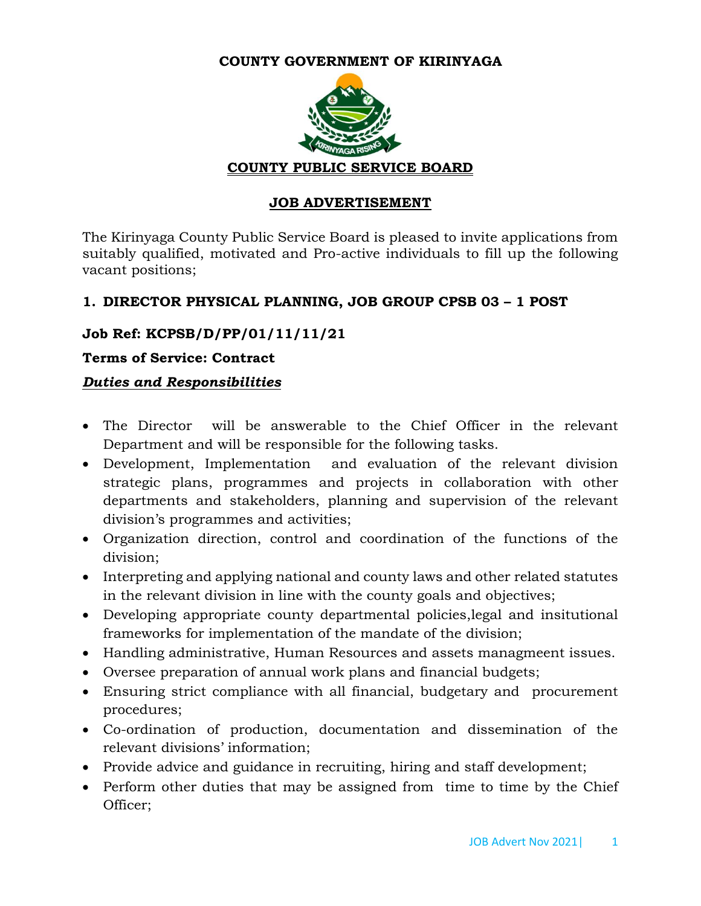# COUNTY GOVERNMENT OF KIRINYAGA

## COUNTY PUBLIC SERVICE BOARD

## JOB ADVERTISEMENT

The Kirinyaga County Public Service Board is pleased to invite applications from suitably qualified, motivated and Pro-active individuals to fill up the following vacant positions;

### 1. DIRECTOR PHYSICAL PLANNING, JOB GROUP CPSB 03 – 1 POST

**Job Ref: KCPSB/D/PP/01/11/11/21**

**Terms of Service: Contract**

***Duties and Responsibilities***

- The Director will be answerable to the Chief Officer in the relevant Department and will be responsible for the following tasks.
- Development, Implementation and evaluation of the relevant division strategic plans, programmes and projects in collaboration with other departments and stakeholders, planning and supervision of the relevant division's programmes and activities;
- Organization direction, control and coordination of the functions of the division;
- Interpreting and applying national and county laws and other related statutes in the relevant division in line with the county goals and objectives;
- Developing appropriate county departmental policies,legal and insitutional frameworks for implementation of the mandate of the division;
- Handling administrative, Human Resources and assets managmeent issues.
- Oversee preparation of annual work plans and financial budgets;
- Ensuring strict compliance with all financial, budgetary and procurement procedures;
- Co-ordination of production, documentation and dissemination of the relevant divisions' information;
- Provide advice and guidance in recruiting, hiring and staff development;
- Perform other duties that may be assigned from time to time by the Chief Officer;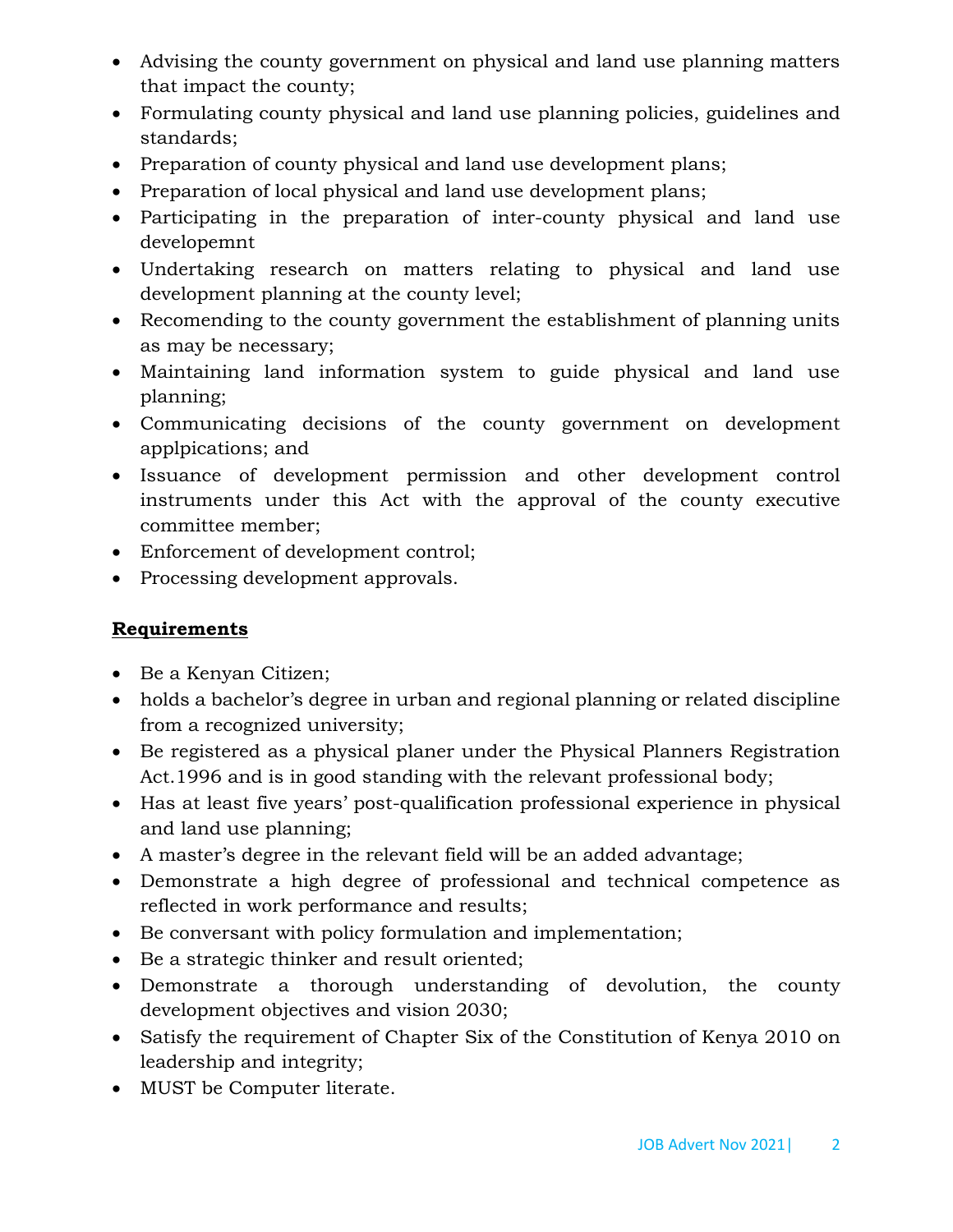- Advising the county government on physical and land use planning matters that impact the county;
- Formulating county physical and land use planning policies, guidelines and standards;
- Preparation of county physical and land use development plans;
- Preparation of local physical and land use development plans;
- Participating in the preparation of inter-county physical and land use developemnt
- Undertaking research on matters relating to physical and land use development planning at the county level;
- Recomending to the county government the establishment of planning units as may be necessary;
- Maintaining land information system to guide physical and land use planning;
- Communicating decisions of the county government on development applpications; and
- Issuance of development permission and other development control instruments under this Act with the approval of the county executive committee member;
- Enforcement of development control;
- Processing development approvals.

**Requirements**

- Be a Kenyan Citizen;
- holds a bachelor's degree in urban and regional planning or related discipline from a recognized university;
- Be registered as a physical planer under the Physical Planners Registration Act.1996 and is in good standing with the relevant professional body;
- Has at least five years' post-qualification professional experience in physical and land use planning;
- A master's degree in the relevant field will be an added advantage;
- Demonstrate a high degree of professional and technical competence as reflected in work performance and results;
- Be conversant with policy formulation and implementation;
- Be a strategic thinker and result oriented;
- Demonstrate a thorough understanding of devolution, the county development objectives and vision 2030;
- Satisfy the requirement of Chapter Six of the Constitution of Kenya 2010 on leadership and integrity;
- MUST be Computer literate.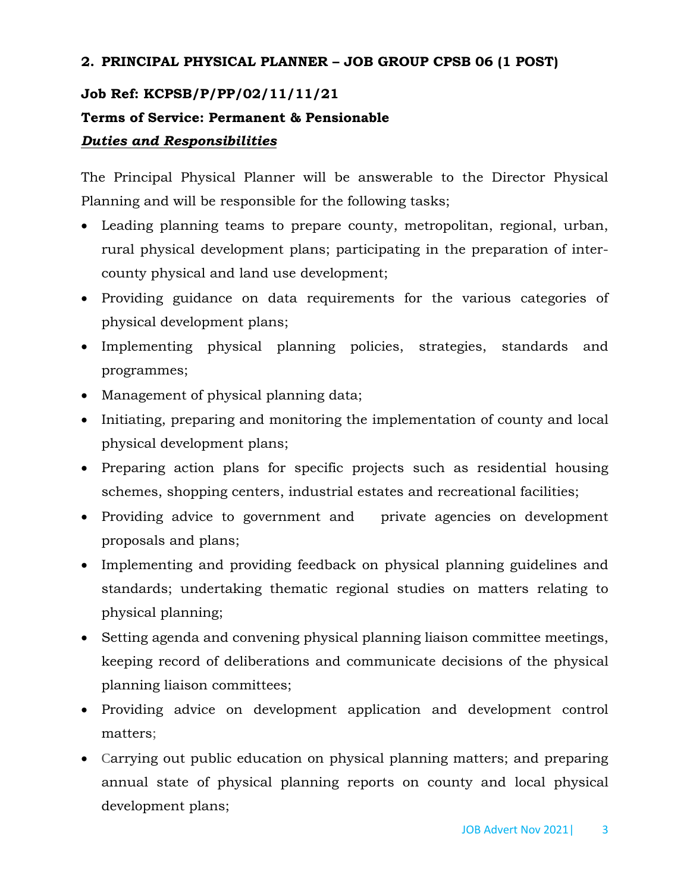## 2. PRINCIPAL PHYSICAL PLANNER – JOB GROUP CPSB 06 (1 POST)

**Job Ref: KCPSB/P/PP/02/11/11/21**

**Terms of Service: Permanent & Pensionable**

***Duties and Responsibilities***

The Principal Physical Planner will be answerable to the Director Physical Planning and will be responsible for the following tasks;

- Leading planning teams to prepare county, metropolitan, regional, urban, rural physical development plans; participating in the preparation of inter-county physical and land use development;
- Providing guidance on data requirements for the various categories of physical development plans;
- Implementing physical planning policies, strategies, standards and programmes;
- Management of physical planning data;
- Initiating, preparing and monitoring the implementation of county and local physical development plans;
- Preparing action plans for specific projects such as residential housing schemes, shopping centers, industrial estates and recreational facilities;
- Providing advice to government and private agencies on development proposals and plans;
- Implementing and providing feedback on physical planning guidelines and standards; undertaking thematic regional studies on matters relating to physical planning;
- Setting agenda and convening physical planning liaison committee meetings, keeping record of deliberations and communicate decisions of the physical planning liaison committees;
- Providing advice on development application and development control matters;
- Carrying out public education on physical planning matters; and preparing annual state of physical planning reports on county and local physical development plans;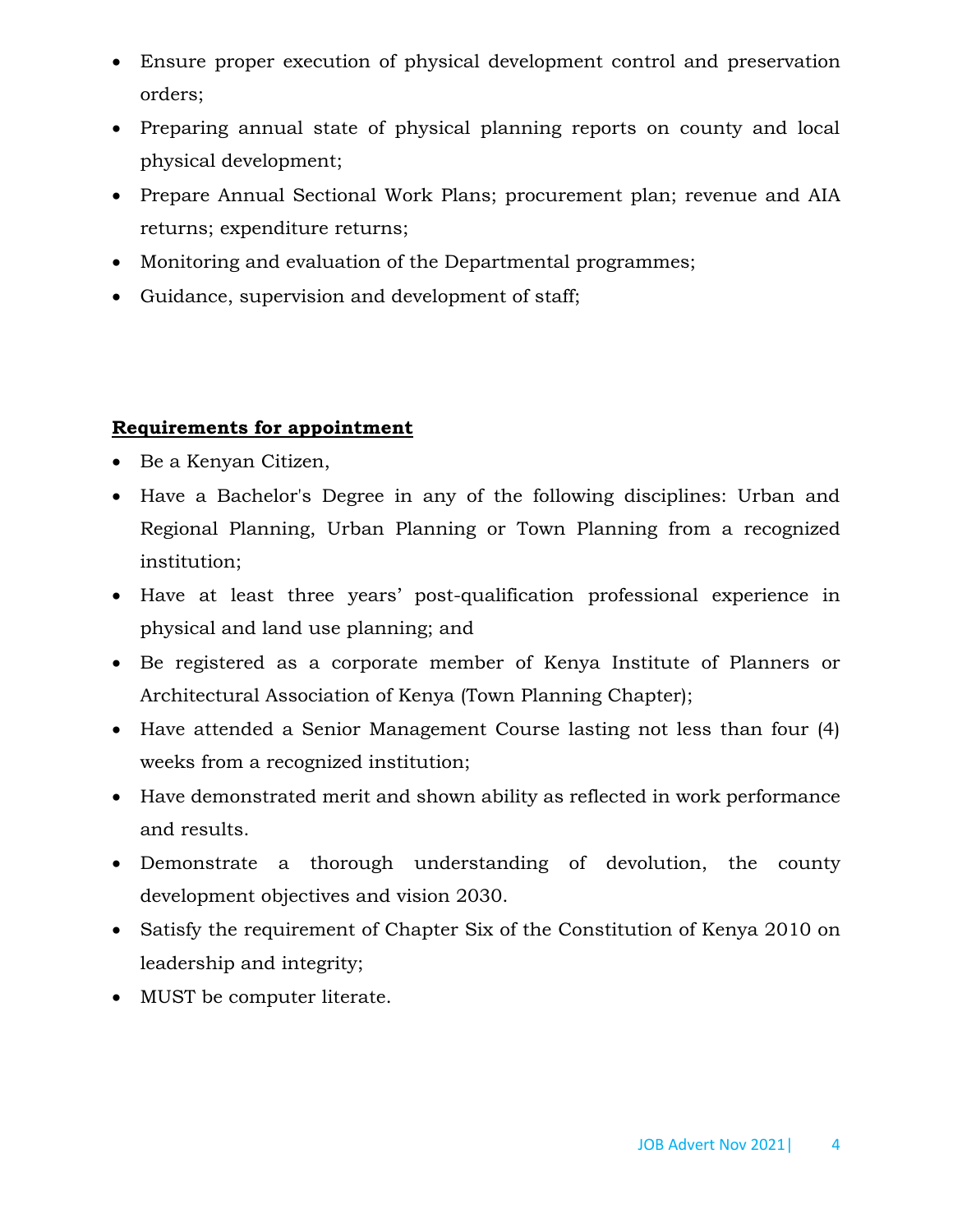- Ensure proper execution of physical development control and preservation orders;
- Preparing annual state of physical planning reports on county and local physical development;
- Prepare Annual Sectional Work Plans; procurement plan; revenue and AIA returns; expenditure returns;
- Monitoring and evaluation of the Departmental programmes;
- Guidance, supervision and development of staff;

**Requirements for appointment**

- Be a Kenyan Citizen,
- Have a Bachelor's Degree in any of the following disciplines: Urban and Regional Planning, Urban Planning or Town Planning from a recognized institution;
- Have at least three years' post-qualification professional experience in physical and land use planning; and
- Be registered as a corporate member of Kenya Institute of Planners or Architectural Association of Kenya (Town Planning Chapter);
- Have attended a Senior Management Course lasting not less than four (4) weeks from a recognized institution;
- Have demonstrated merit and shown ability as reflected in work performance and results.
- Demonstrate a thorough understanding of devolution, the county development objectives and vision 2030.
- Satisfy the requirement of Chapter Six of the Constitution of Kenya 2010 on leadership and integrity;
- MUST be computer literate.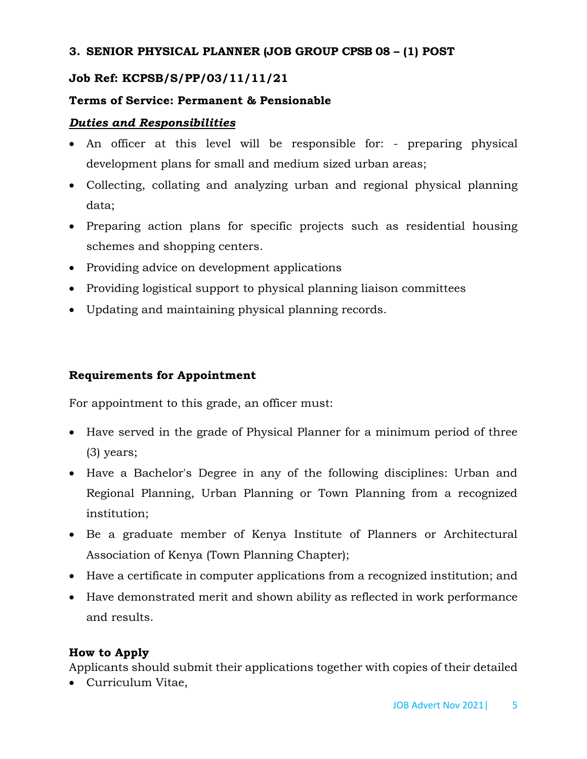### 3. SENIOR PHYSICAL PLANNER (JOB GROUP CPSB 08 – (1) POST

**Job Ref: KCPSB/S/PP/03/11/11/21**

**Terms of Service: Permanent & Pensionable**

***Duties and Responsibilities***

- An officer at this level will be responsible for: - preparing physical development plans for small and medium sized urban areas;
- Collecting, collating and analyzing urban and regional physical planning data;
- Preparing action plans for specific projects such as residential housing schemes and shopping centers.
- Providing advice on development applications
- Providing logistical support to physical planning liaison committees
- Updating and maintaining physical planning records.

**Requirements for Appointment**

For appointment to this grade, an officer must:

- Have served in the grade of Physical Planner for a minimum period of three (3) years;
- Have a Bachelor's Degree in any of the following disciplines: Urban and Regional Planning, Urban Planning or Town Planning from a recognized institution;
- Be a graduate member of Kenya Institute of Planners or Architectural Association of Kenya (Town Planning Chapter);
- Have a certificate in computer applications from a recognized institution; and
- Have demonstrated merit and shown ability as reflected in work performance and results.

**How to Apply**

Applicants should submit their applications together with copies of their detailed

- Curriculum Vitae,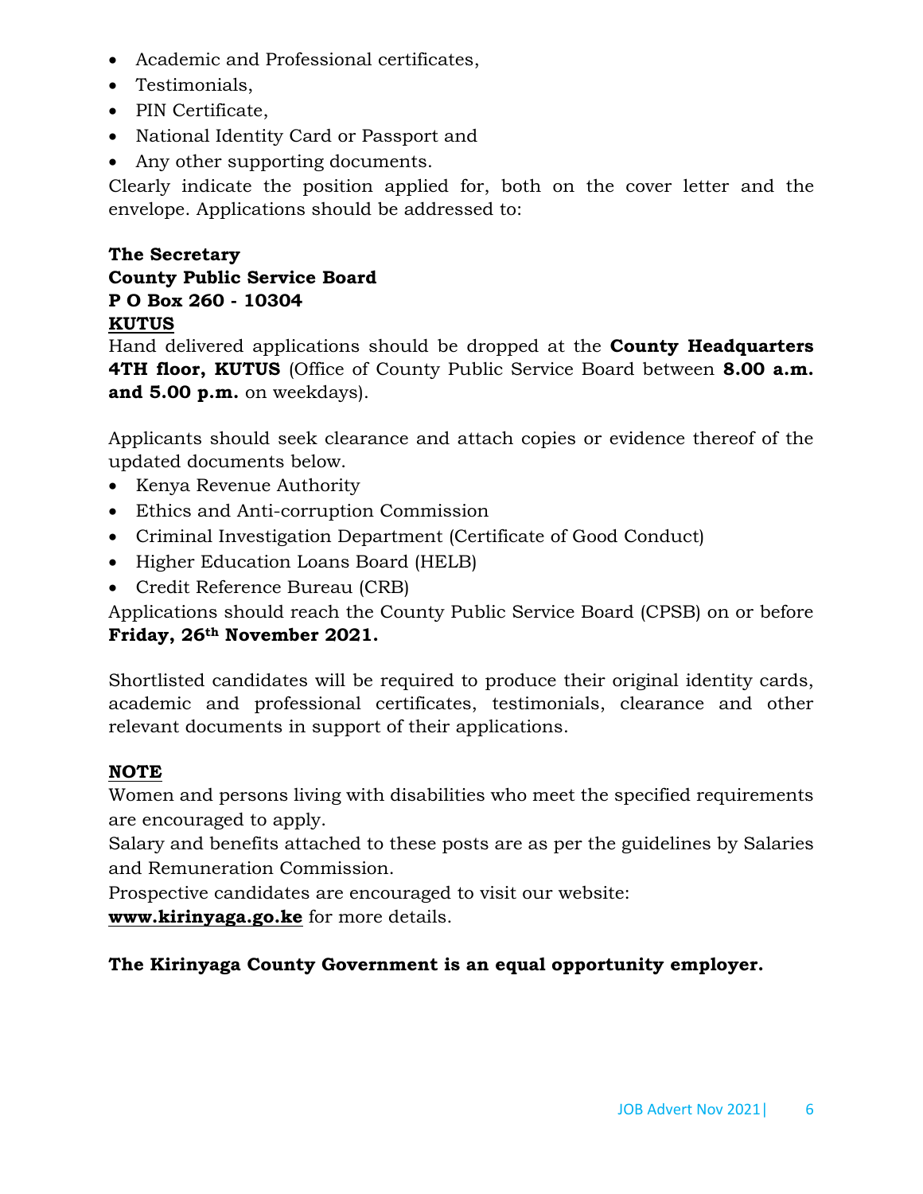- Academic and Professional certificates,
- Testimonials,
- PIN Certificate,
- National Identity Card or Passport and
- Any other supporting documents.

Clearly indicate the position applied for, both on the cover letter and the envelope. Applications should be addressed to:

**The Secretary**
**County Public Service Board**
**P O Box 260 - 10304**
**KUTUS**

Hand delivered applications should be dropped at the **County Headquarters 4TH floor, KUTUS** (Office of County Public Service Board between **8.00 a.m. and 5.00 p.m.** on weekdays).

Applicants should seek clearance and attach copies or evidence thereof of the updated documents below.

- Kenya Revenue Authority
- Ethics and Anti-corruption Commission
- Criminal Investigation Department (Certificate of Good Conduct)
- Higher Education Loans Board (HELB)
- Credit Reference Bureau (CRB)

Applications should reach the County Public Service Board (CPSB) on or before **Friday, 26th November 2021.**

Shortlisted candidates will be required to produce their original identity cards, academic and professional certificates, testimonials, clearance and other relevant documents in support of their applications.

**NOTE**

Women and persons living with disabilities who meet the specified requirements are encouraged to apply.

Salary and benefits attached to these posts are as per the guidelines by Salaries and Remuneration Commission.

Prospective candidates are encouraged to visit our website: **www.kirinyaga.go.ke** for more details.

**The Kirinyaga County Government is an equal opportunity employer.**